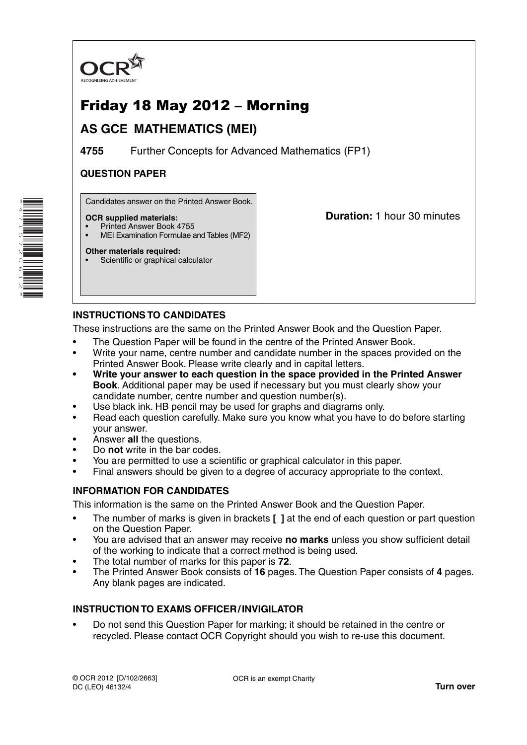OCR
RECOGNISING ACHIEVEMENT

# Friday 18 May 2012 – Morning

## AS GCE MATHEMATICS (MEI)

**4755** Further Concepts for Advanced Mathematics (FP1)

**QUESTION PAPER**

Candidates answer on the Printed Answer Book.

**OCR supplied materials:**
- Printed Answer Book 4755
- MEI Examination Formulae and Tables (MF2)

**Other materials required:**
- Scientific or graphical calculator

**Duration:** 1 hour 30 minutes

### INSTRUCTIONS TO CANDIDATES

These instructions are the same on the Printed Answer Book and the Question Paper.

- The Question Paper will be found in the centre of the Printed Answer Book.
- Write your name, centre number and candidate number in the spaces provided on the Printed Answer Book. Please write clearly and in capital letters.
- **Write your answer to each question in the space provided in the Printed Answer Book**. Additional paper may be used if necessary but you must clearly show your candidate number, centre number and question number(s).
- Use black ink. HB pencil may be used for graphs and diagrams only.
- Read each question carefully. Make sure you know what you have to do before starting your answer.
- Answer **all** the questions.
- Do **not** write in the bar codes.
- You are permitted to use a scientific or graphical calculator in this paper.
- Final answers should be given to a degree of accuracy appropriate to the context.

### INFORMATION FOR CANDIDATES

This information is the same on the Printed Answer Book and the Question Paper.

- The number of marks is given in brackets **[ ]** at the end of each question or part question on the Question Paper.
- You are advised that an answer may receive **no marks** unless you show sufficient detail of the working to indicate that a correct method is being used.
- The total number of marks for this paper is **72**.
- The Printed Answer Book consists of **16** pages. The Question Paper consists of **4** pages. Any blank pages are indicated.

### INSTRUCTION TO EXAMS OFFICER / INVIGILATOR

- Do not send this Question Paper for marking; it should be retained in the centre or recycled. Please contact OCR Copyright should you wish to re-use this document.

© OCR 2012 [D/102/2663]
DC (LEO) 46132/4

OCR is an exempt Charity

**Turn over**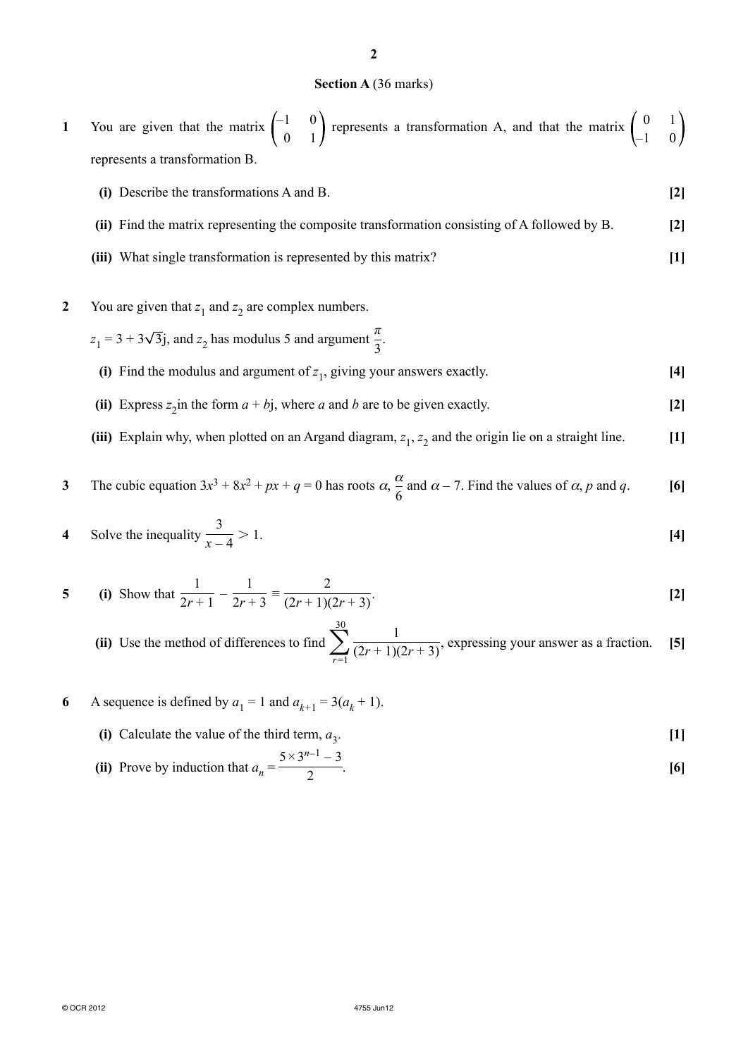**Section A** (36 marks)

**1** You are given that the matrix $\begin{pmatrix} -1 & 0 \\ 0 & 1 \end{pmatrix}$ represents a transformation A, and that the matrix $\begin{pmatrix} 0 & 1 \\ -1 & 0 \end{pmatrix}$ represents a transformation B.

**(i)** Describe the transformations A and B. **[2]**

**(ii)** Find the matrix representing the composite transformation consisting of A followed by B. **[2]**

**(iii)** What single transformation is represented by this matrix? **[1]**

**2** You are given that $z_1$ and $z_2$ are complex numbers.

$z_1 = 3 + 3\sqrt{3}\text{j}$, and $z_2$ has modulus 5 and argument $\frac{\pi}{3}$.

**(i)** Find the modulus and argument of $z_1$, giving your answers exactly. **[4]**

**(ii)** Express $z_2$ in the form $a + b\text{j}$, where $a$ and $b$ are to be given exactly. **[2]**

**(iii)** Explain why, when plotted on an Argand diagram, $z_1$, $z_2$ and the origin lie on a straight line. **[1]**

**3** The cubic equation $3x^3 + 8x^2 + px + q = 0$ has roots $\alpha$, $\frac{\alpha}{6}$ and $\alpha - 7$. Find the values of $\alpha$, $p$ and $q$. **[6]**

**4** Solve the inequality $\frac{3}{x-4} > 1$. **[4]**

**5** **(i)** Show that $\frac{1}{2r+1} - \frac{1}{2r+3} \equiv \frac{2}{(2r+1)(2r+3)}$. **[2]**

**(ii)** Use the method of differences to find $\sum_{r=1}^{30} \frac{1}{(2r+1)(2r+3)}$, expressing your answer as a fraction. **[5]**

**6** A sequence is defined by $a_1 = 1$ and $a_{k+1} = 3(a_k + 1)$.

**(i)** Calculate the value of the third term, $a_3$. **[1]**

**(ii)** Prove by induction that $a_n = \frac{5 \times 3^{n-1} - 3}{2}$. **[6]**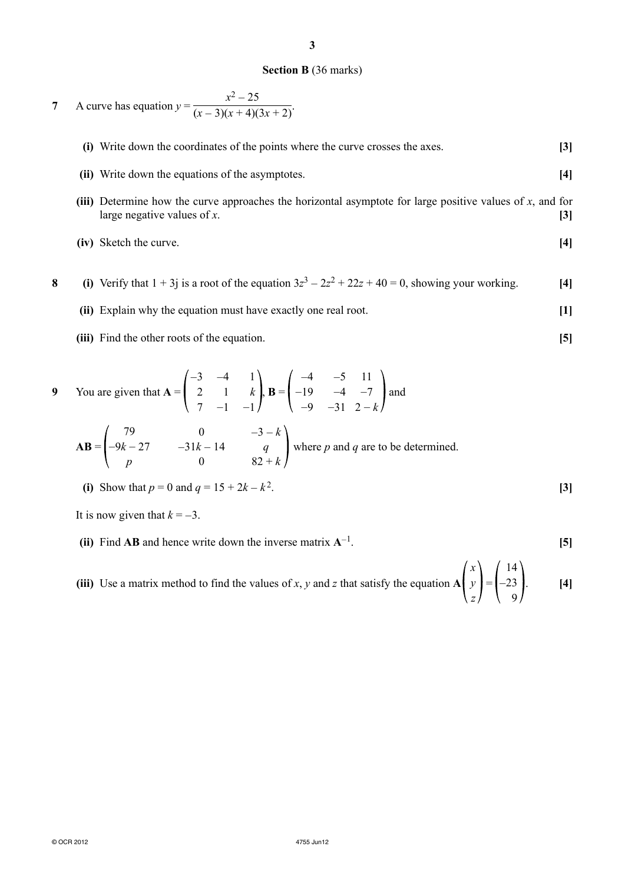## Section B (36 marks)

**7** A curve has equation $y = \dfrac{x^2 - 25}{(x-3)(x+4)(3x+2)}$.

**(i)** Write down the coordinates of the points where the curve crosses the axes. **[3]**

**(ii)** Write down the equations of the asymptotes. **[4]**

**(iii)** Determine how the curve approaches the horizontal asymptote for large positive values of $x$, and for large negative values of $x$. **[3]**

**(iv)** Sketch the curve. **[4]**

**8** **(i)** Verify that $1 + 3\text{j}$ is a root of the equation $3z^3 - 2z^2 + 22z + 40 = 0$, showing your working. **[4]**

**(ii)** Explain why the equation must have exactly one real root. **[1]**

**(iii)** Find the other roots of the equation. **[5]**

**9** You are given that $\mathbf{A} = \begin{pmatrix} -3 & -4 & 1 \\ 2 & 1 & k \\ 7 & -1 & -1 \end{pmatrix}$, $\mathbf{B} = \begin{pmatrix} -4 & -5 & 11 \\ -19 & -4 & -7 \\ -9 & -31 & 2-k \end{pmatrix}$ and

$\mathbf{AB} = \begin{pmatrix} 79 & 0 & -3-k \\ -9k-27 & -31k-14 & q \\ p & 0 & 82+k \end{pmatrix}$ where $p$ and $q$ are to be determined.

**(i)** Show that $p = 0$ and $q = 15 + 2k - k^2$. **[3]**

It is now given that $k = -3$.

**(ii)** Find $\mathbf{AB}$ and hence write down the inverse matrix $\mathbf{A}^{-1}$. **[5]**

**(iii)** Use a matrix method to find the values of $x$, $y$ and $z$ that satisfy the equation $\mathbf{A}\begin{pmatrix} x \\ y \\ z \end{pmatrix} = \begin{pmatrix} 14 \\ -23 \\ 9 \end{pmatrix}$. **[4]**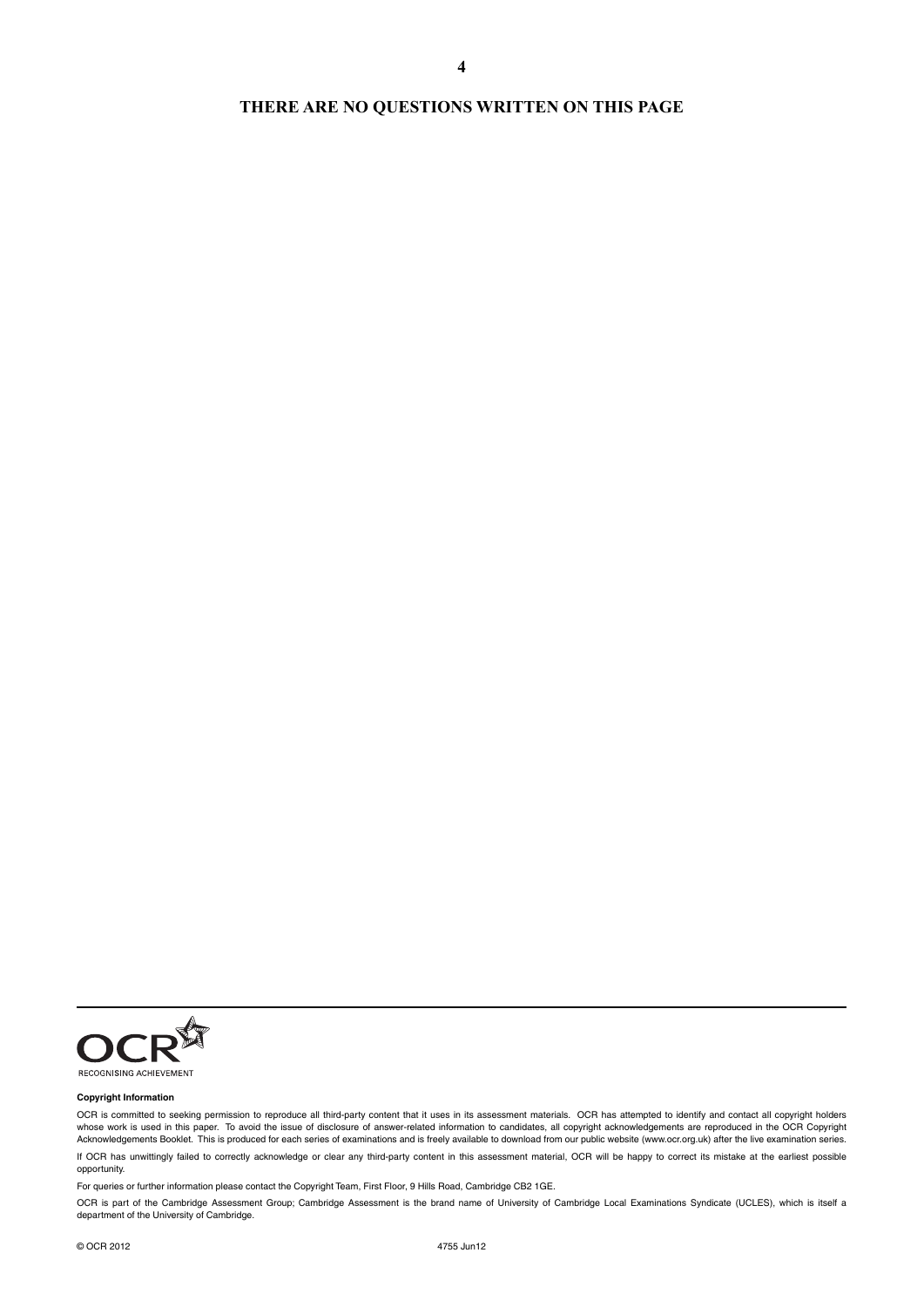**THERE ARE NO QUESTIONS WRITTEN ON THIS PAGE**

RECOGNISING ACHIEVEMENT

**Copyright Information**

OCR is committed to seeking permission to reproduce all third-party content that it uses in its assessment materials. OCR has attempted to identify and contact all copyright holders whose work is used in this paper. To avoid the issue of disclosure of answer-related information to candidates, all copyright acknowledgements are reproduced in the OCR Copyright Acknowledgements Booklet. This is produced for each series of examinations and is freely available to download from our public website (www.ocr.org.uk) after the live examination series.

If OCR has unwittingly failed to correctly acknowledge or clear any third-party content in this assessment material, OCR will be happy to correct its mistake at the earliest possible opportunity.

For queries or further information please contact the Copyright Team, First Floor, 9 Hills Road, Cambridge CB2 1GE.

OCR is part of the Cambridge Assessment Group; Cambridge Assessment is the brand name of University of Cambridge Local Examinations Syndicate (UCLES), which is itself a department of the University of Cambridge.

© OCR 2012 4755 Jun12